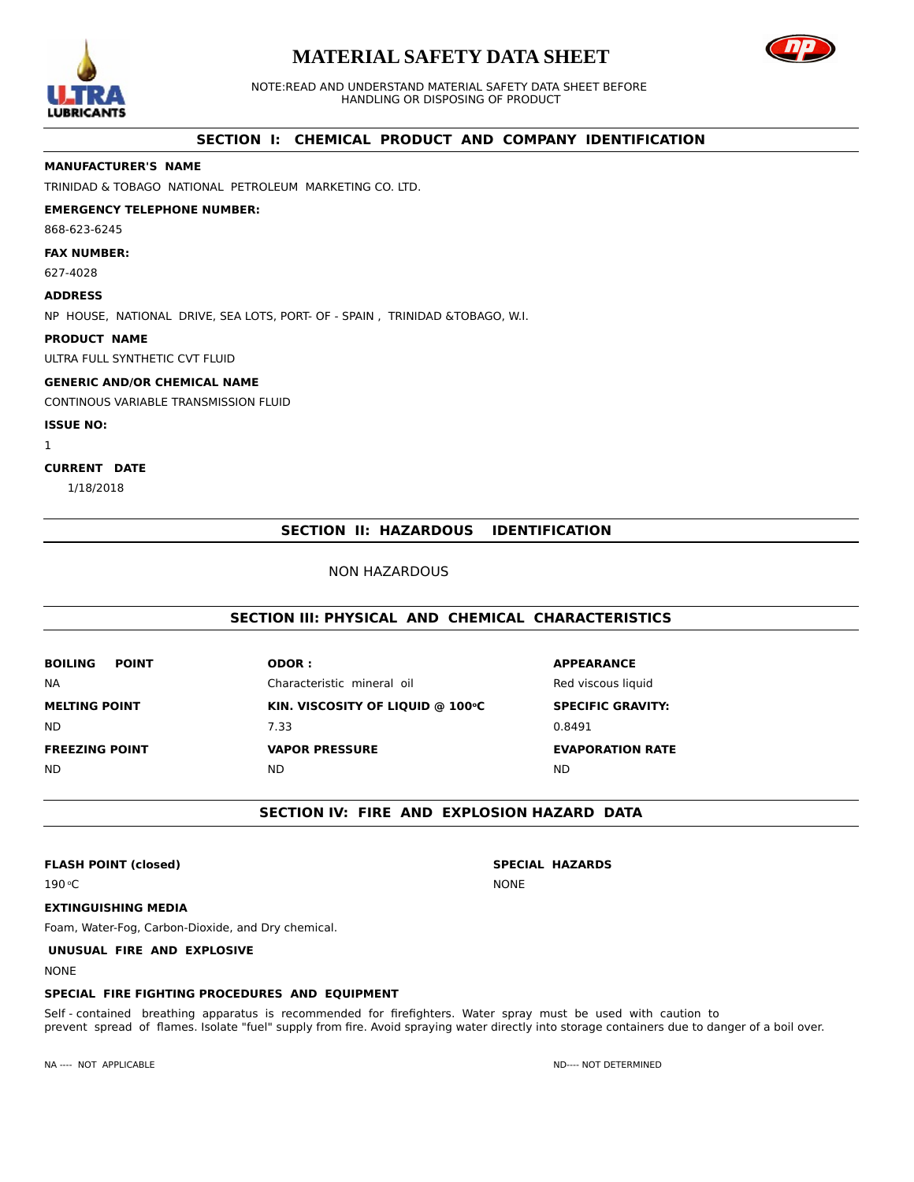# MATERIAL SAFETY DATA SHEET

NOTE:READ AND UNDERSTAND MATERIAL SAFETY DATA SHEET BEFORE HANDLING OR DISPOSING OF PRODUCT

## SECTION I: CHEMICAL PRODUCT AND COMPANY IDENTIFICATION

**MANUFACTURER'S NAME**

TRINIDAD & TOBAGO NATIONAL PETROLEUM MARKETING CO. LTD.

**EMERGENCY TELEPHONE NUMBER:**

868-623-6245

**FAX NUMBER:**

627-4028

**ADDRESS**

NP HOUSE, NATIONAL DRIVE, SEA LOTS, PORT- OF - SPAIN , TRINIDAD &TOBAGO, W.I.

**PRODUCT NAME**

ULTRA FULL SYNTHETIC CVT FLUID

**GENERIC AND/OR CHEMICAL NAME**

CONTINOUS VARIABLE TRANSMISSION FLUID

**ISSUE NO:**

1

**CURRENT DATE**

1/18/2018

## SECTION II: HAZARDOUS IDENTIFICATION

NON HAZARDOUS

## SECTION III: PHYSICAL AND CHEMICAL CHARACTERISTICS

| BOILING POINT | ODOR : | APPEARANCE |
|---|---|---|
| NA | Characteristic mineral oil | Red viscous liquid |
| **MELTING POINT** | **KIN. VISCOSITY OF LIQUID @ 100°C** | **SPECIFIC GRAVITY:** |
| ND | 7.33 | 0.8491 |
| **FREEZING POINT** | **VAPOR PRESSURE** | **EVAPORATION RATE** |
| ND | ND | ND |

## SECTION IV: FIRE AND EXPLOSION HAZARD DATA

**FLASH POINT (closed)**

190°C

**SPECIAL HAZARDS**

NONE

**EXTINGUISHING MEDIA**

Foam, Water-Fog, Carbon-Dioxide, and Dry chemical.

**UNUSUAL FIRE AND EXPLOSIVE**

NONE

**SPECIAL FIRE FIGHTING PROCEDURES AND EQUIPMENT**

Self - contained breathing apparatus is recommended for firefighters. Water spray must be used with caution to prevent spread of flames. Isolate "fuel" supply from fire. Avoid spraying water directly into storage containers due to danger of a boil over.

NA ---- NOT APPLICABLE

ND---- NOT DETERMINED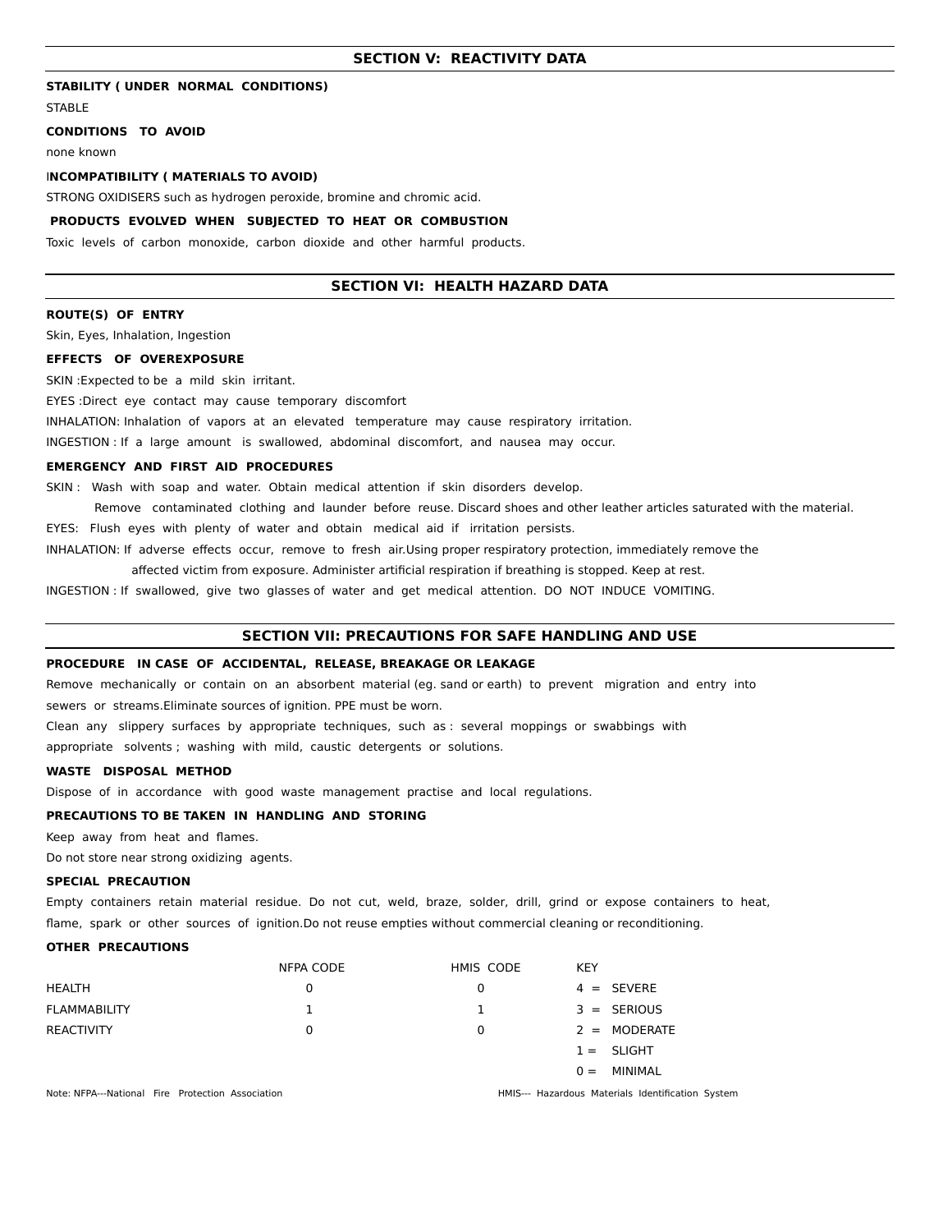## SECTION V: REACTIVITY DATA

**STABILITY ( UNDER NORMAL CONDITIONS)**

STABLE

**CONDITIONS TO AVOID**

none known

**INCOMPATIBILITY ( MATERIALS TO AVOID)**

STRONG OXIDISERS such as hydrogen peroxide, bromine and chromic acid.

**PRODUCTS EVOLVED WHEN SUBJECTED TO HEAT OR COMBUSTION**

Toxic levels of carbon monoxide, carbon dioxide and other harmful products.

## SECTION VI: HEALTH HAZARD DATA

**ROUTE(S) OF ENTRY**

Skin, Eyes, Inhalation, Ingestion

**EFFECTS OF OVEREXPOSURE**

SKIN :Expected to be a mild skin irritant.

EYES :Direct eye contact may cause temporary discomfort

INHALATION: Inhalation of vapors at an elevated temperature may cause respiratory irritation.

INGESTION : If a large amount is swallowed, abdominal discomfort, and nausea may occur.

**EMERGENCY AND FIRST AID PROCEDURES**

SKIN : Wash with soap and water. Obtain medical attention if skin disorders develop.
Remove contaminated clothing and launder before reuse. Discard shoes and other leather articles saturated with the material.

EYES: Flush eyes with plenty of water and obtain medical aid if irritation persists.

INHALATION: If adverse effects occur, remove to fresh air.Using proper respiratory protection, immediately remove the affected victim from exposure. Administer artificial respiration if breathing is stopped. Keep at rest.

INGESTION : If swallowed, give two glasses of water and get medical attention. DO NOT INDUCE VOMITING.

## SECTION VII: PRECAUTIONS FOR SAFE HANDLING AND USE

**PROCEDURE IN CASE OF ACCIDENTAL, RELEASE, BREAKAGE OR LEAKAGE**

Remove mechanically or contain on an absorbent material (eg. sand or earth) to prevent migration and entry into sewers or streams.Eliminate sources of ignition. PPE must be worn.

Clean any slippery surfaces by appropriate techniques, such as : several moppings or swabbings with appropriate solvents ; washing with mild, caustic detergents or solutions.

**WASTE DISPOSAL METHOD**

Dispose of in accordance with good waste management practise and local regulations.

**PRECAUTIONS TO BE TAKEN IN HANDLING AND STORING**

Keep away from heat and flames.

Do not store near strong oxidizing agents.

**SPECIAL PRECAUTION**

Empty containers retain material residue. Do not cut, weld, braze, solder, drill, grind or expose containers to heat, flame, spark or other sources of ignition.Do not reuse empties without commercial cleaning or reconditioning.

**OTHER PRECAUTIONS**

| | NFPA CODE | HMIS CODE | KEY |
|---|---|---|---|
| HEALTH | 0 | 0 | 4 = SEVERE |
| FLAMMABILITY | 1 | 1 | 3 = SERIOUS |
| REACTIVITY | 0 | 0 | 2 = MODERATE |
| | | | 1 = SLIGHT |
| | | | 0 = MINIMAL |

Note: NFPA---National Fire Protection Association HMIS--- Hazardous Materials Identification System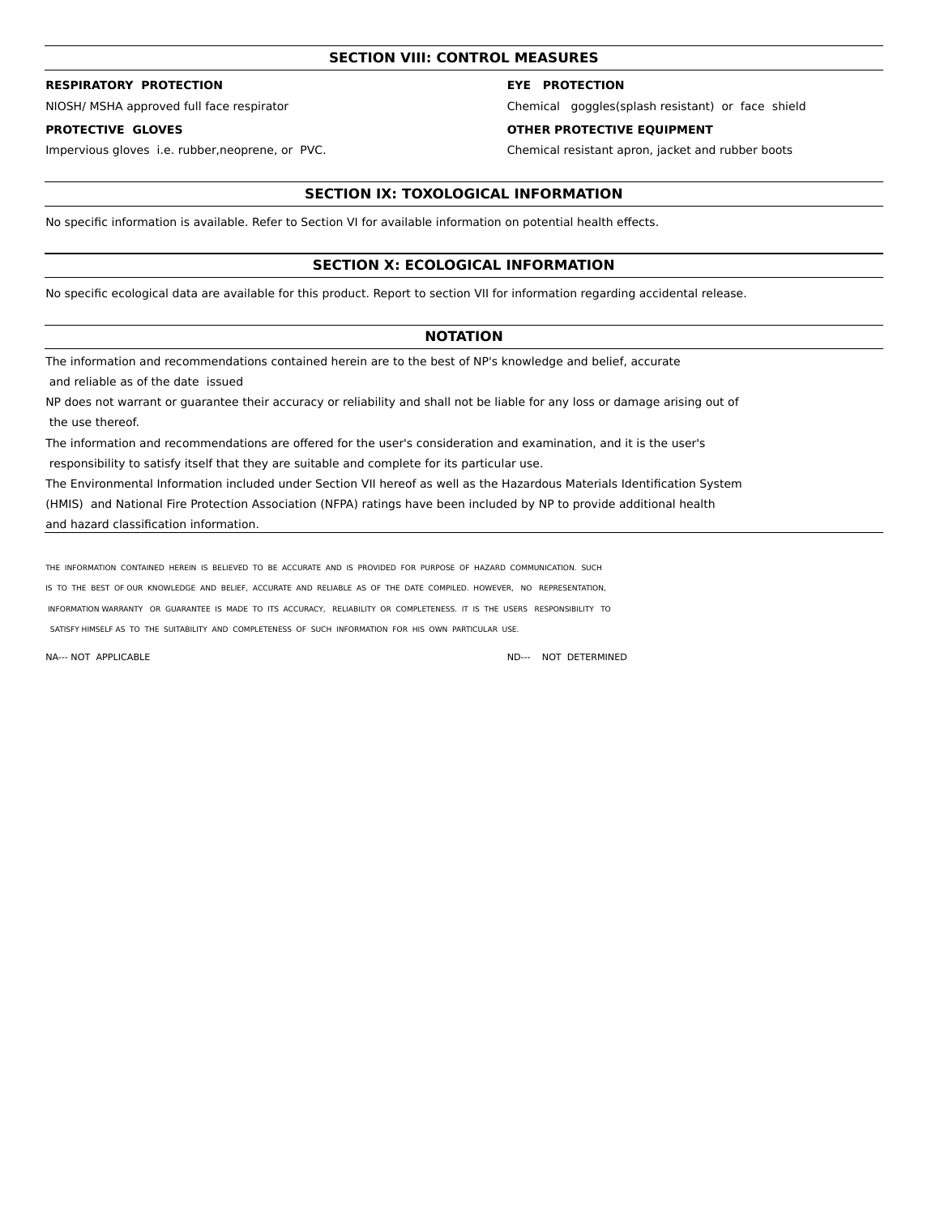## SECTION VIII: CONTROL MEASURES

**RESPIRATORY PROTECTION**

NIOSH/ MSHA approved full face respirator

**PROTECTIVE GLOVES**

Impervious gloves i.e. rubber,neoprene, or PVC.

**EYE PROTECTION**

Chemical goggles(splash resistant) or face shield

**OTHER PROTECTIVE EQUIPMENT**

Chemical resistant apron, jacket and rubber boots

## SECTION IX: TOXOLOGICAL INFORMATION

No specific information is available. Refer to Section VI for available information on potential health effects.

## SECTION X: ECOLOGICAL INFORMATION

No specific ecological data are available for this product. Report to section VII for information regarding accidental release.

## NOTATION

The information and recommendations contained herein are to the best of NP's knowledge and belief, accurate and reliable as of the date issued

NP does not warrant or guarantee their accuracy or reliability and shall not be liable for any loss or damage arising out of the use thereof.

The information and recommendations are offered for the user's consideration and examination, and it is the user's responsibility to satisfy itself that they are suitable and complete for its particular use.

The Environmental Information included under Section VII hereof as well as the Hazardous Materials Identification System (HMIS) and National Fire Protection Association (NFPA) ratings have been included by NP to provide additional health and hazard classification information.

THE INFORMATION CONTAINED HEREIN IS BELIEVED TO BE ACCURATE AND IS PROVIDED FOR PURPOSE OF HAZARD COMMUNICATION. SUCH IS TO THE BEST OF OUR KNOWLEDGE AND BELIEF, ACCURATE AND RELIABLE AS OF THE DATE COMPILED. HOWEVER, NO REPRESENTATION, INFORMATION WARRANTY OR GUARANTEE IS MADE TO ITS ACCURACY, RELIABILITY OR COMPLETENESS. IT IS THE USERS RESPONSIBILITY TO SATISFY HIMSELF AS TO THE SUITABILITY AND COMPLETENESS OF SUCH INFORMATION FOR HIS OWN PARTICULAR USE.

NA--- NOT APPLICABLE

ND--- NOT DETERMINED